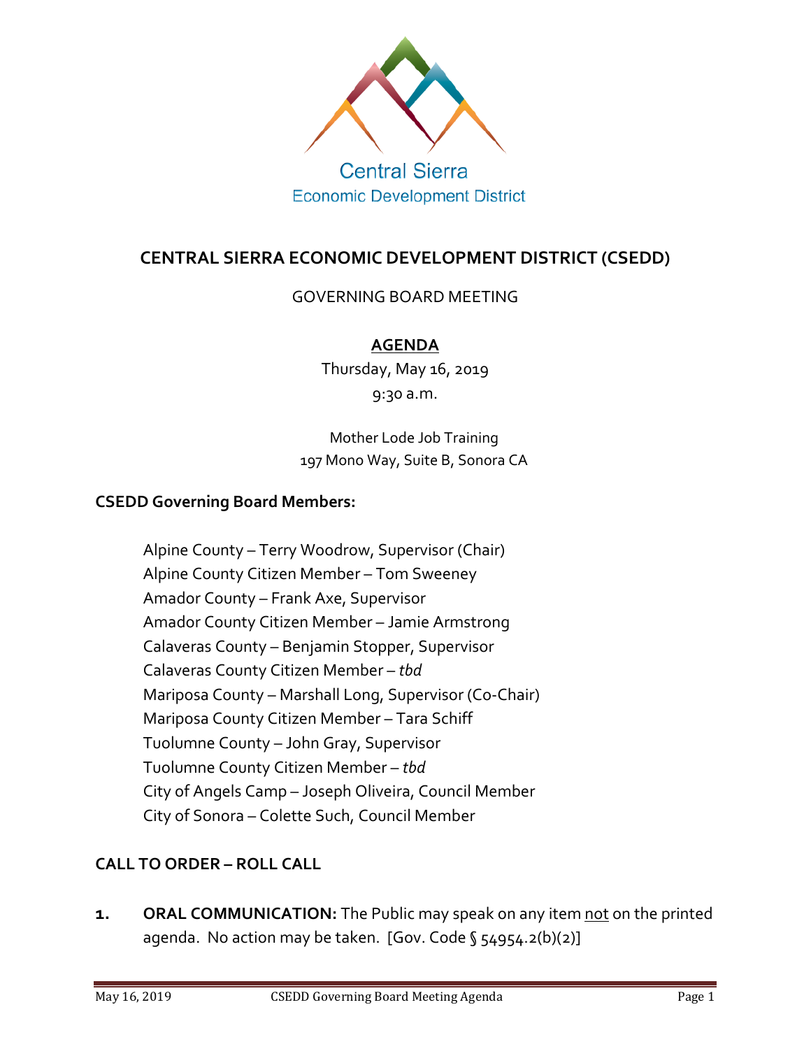Central Sierra
Economic Development District

# CENTRAL SIERRA ECONOMIC DEVELOPMENT DISTRICT (CSEDD)

GOVERNING BOARD MEETING

## AGENDA

Thursday, May 16, 2019
9:30 a.m.

Mother Lode Job Training
197 Mono Way, Suite B, Sonora CA

**CSEDD Governing Board Members:**

Alpine County – Terry Woodrow, Supervisor (Chair)
Alpine County Citizen Member – Tom Sweeney
Amador County – Frank Axe, Supervisor
Amador County Citizen Member – Jamie Armstrong
Calaveras County – Benjamin Stopper, Supervisor
Calaveras County Citizen Member – *tbd*
Mariposa County – Marshall Long, Supervisor (Co-Chair)
Mariposa County Citizen Member – Tara Schiff
Tuolumne County – John Gray, Supervisor
Tuolumne County Citizen Member – *tbd*
City of Angels Camp – Joseph Oliveira, Council Member
City of Sonora – Colette Such, Council Member

**CALL TO ORDER – ROLL CALL**

**1. ORAL COMMUNICATION:** The Public may speak on any item not on the printed agenda. No action may be taken. [Gov. Code § 54954.2(b)(2)]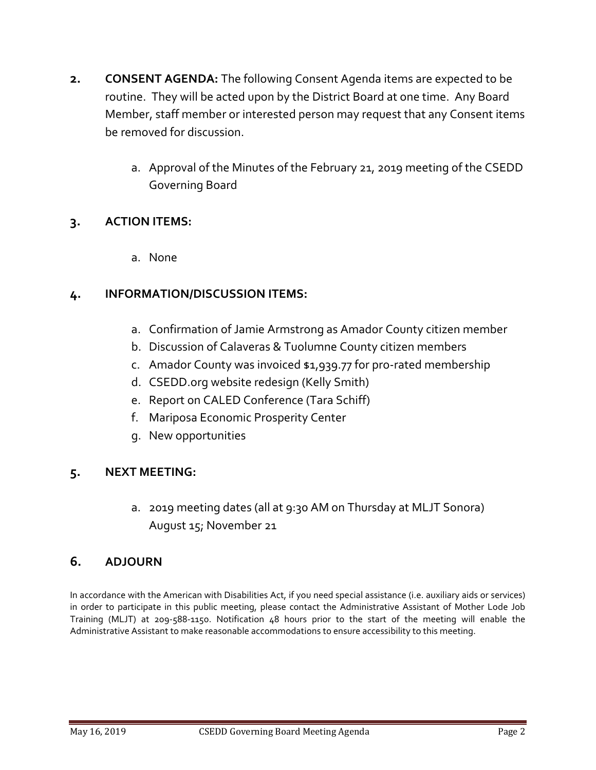**2. CONSENT AGENDA:** The following Consent Agenda items are expected to be routine. They will be acted upon by the District Board at one time. Any Board Member, staff member or interested person may request that any Consent items be removed for discussion.

a. Approval of the Minutes of the February 21, 2019 meeting of the CSEDD Governing Board

**3. ACTION ITEMS:**

a. None

**4. INFORMATION/DISCUSSION ITEMS:**

a. Confirmation of Jamie Armstrong as Amador County citizen member
b. Discussion of Calaveras & Tuolumne County citizen members
c. Amador County was invoiced $1,939.77 for pro-rated membership
d. CSEDD.org website redesign (Kelly Smith)
e. Report on CALED Conference (Tara Schiff)
f. Mariposa Economic Prosperity Center
g. New opportunities

**5. NEXT MEETING:**

a. 2019 meeting dates (all at 9:30 AM on Thursday at MLJT Sonora) August 15; November 21

## 6. ADJOURN

In accordance with the American with Disabilities Act, if you need special assistance (i.e. auxiliary aids or services) in order to participate in this public meeting, please contact the Administrative Assistant of Mother Lode Job Training (MLJT) at 209-588-1150. Notification 48 hours prior to the start of the meeting will enable the Administrative Assistant to make reasonable accommodations to ensure accessibility to this meeting.